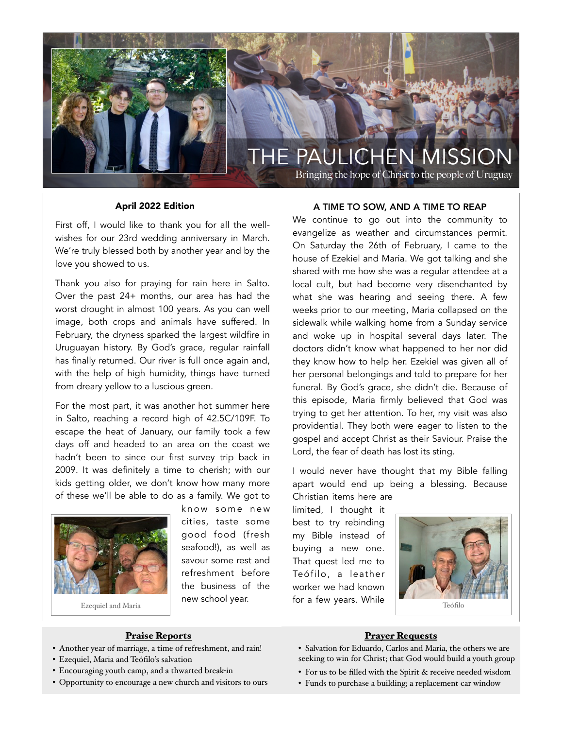# THE PAULICHEN MISSION

Bringing the hope of Christ to the people of Uruguay

## April 2022 Edition

First off, I would like to thank you for all the well-wishes for our 23rd wedding anniversary in March. We're truly blessed both by another year and by the love you showed to us.

Thank you also for praying for rain here in Salto. Over the past 24+ months, our area has had the worst drought in almost 100 years. As you can well image, both crops and animals have suffered. In February, the dryness sparked the largest wildfire in Uruguayan history. By God's grace, regular rainfall has finally returned. Our river is full once again and, with the help of high humidity, things have turned from dreary yellow to a luscious green.

For the most part, it was another hot summer here in Salto, reaching a record high of 42.5C/109F. To escape the heat of January, our family took a few days off and headed to an area on the coast we hadn't been to since our first survey trip back in 2009. It was definitely a time to cherish; with our kids getting older, we don't know how many more of these we'll be able to do as a family. We got to know some new cities, taste some good food (fresh seafood!), as well as savour some rest and refreshment before the business of the new school year.

Ezequiel and Maria

## A TIME TO SOW, AND A TIME TO REAP

We continue to go out into the community to evangelize as weather and circumstances permit. On Saturday the 26th of February, I came to the house of Ezekiel and Maria. We got talking and she shared with me how she was a regular attendee at a local cult, but had become very disenchanted by what she was hearing and seeing there. A few weeks prior to our meeting, Maria collapsed on the sidewalk while walking home from a Sunday service and woke up in hospital several days later. The doctors didn't know what happened to her nor did they know how to help her. Ezekiel was given all of her personal belongings and told to prepare for her funeral. By God's grace, she didn't die. Because of this episode, Maria firmly believed that God was trying to get her attention. To her, my visit was also providential. They both were eager to listen to the gospel and accept Christ as their Saviour. Praise the Lord, the fear of death has lost its sting.

I would never have thought that my Bible falling apart would end up being a blessing. Because Christian items here are limited, I thought it best to try rebinding my Bible instead of buying a new one. That quest led me to Teófilo, a leather worker we had known for a few years. While

Teófilo

### Praise Reports

- Another year of marriage, a time of refreshment, and rain!
- Ezequiel, Maria and Teófilo's salvation
- Encouraging youth camp, and a thwarted break-in
- Opportunity to encourage a new church and visitors to ours

### Prayer Requests

- Salvation for Eduardo, Carlos and Maria, the others we are seeking to win for Christ; that God would build a youth group
- For us to be filled with the Spirit & receive needed wisdom
- Funds to purchase a building; a replacement car window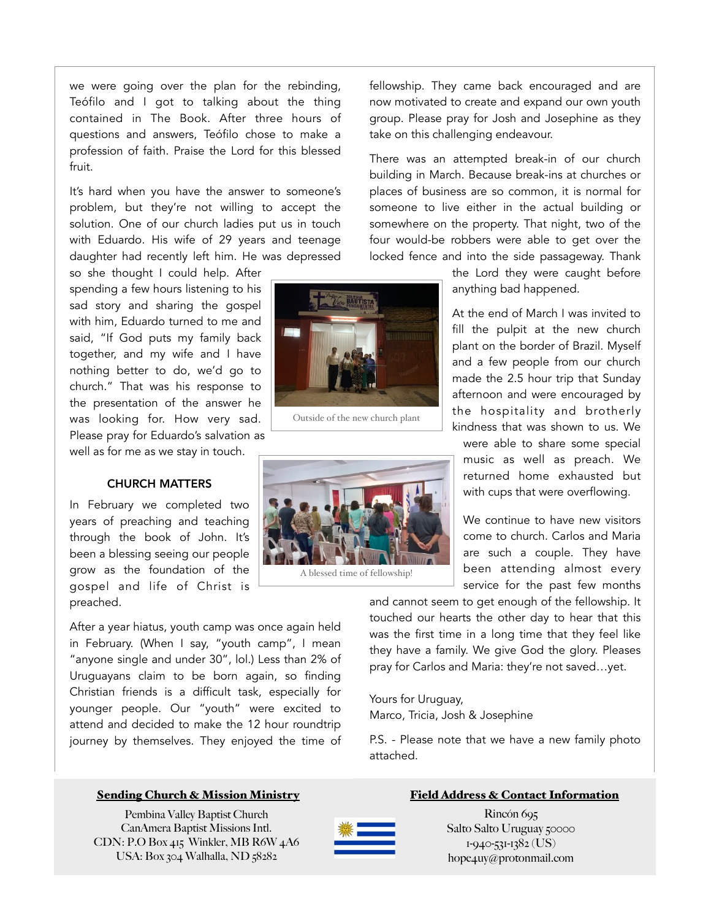we were going over the plan for the rebinding, Teófilo and I got to talking about the thing contained in The Book. After three hours of questions and answers, Teófilo chose to make a profession of faith. Praise the Lord for this blessed fruit.

It's hard when you have the answer to someone's problem, but they're not willing to accept the solution. One of our church ladies put us in touch with Eduardo. His wife of 29 years and teenage daughter had recently left him. He was depressed so she thought I could help. After spending a few hours listening to his sad story and sharing the gospel with him, Eduardo turned to me and said, "If God puts my family back together, and my wife and I have nothing better to do, we'd go to church." That was his response to the presentation of the answer he was looking for. How very sad. Please pray for Eduardo's salvation as well as for me as we stay in touch.

Outside of the new church plant

#### CHURCH MATTERS

In February we completed two years of preaching and teaching through the book of John. It's been a blessing seeing our people grow as the foundation of the gospel and life of Christ is preached.

A blessed time of fellowship!

After a year hiatus, youth camp was once again held in February. (When I say, "youth camp", I mean "anyone single and under 30", lol.) Less than 2% of Uruguayans claim to be born again, so finding Christian friends is a difficult task, especially for younger people. Our "youth" were excited to attend and decided to make the 12 hour roundtrip journey by themselves. They enjoyed the time of fellowship. They came back encouraged and are now motivated to create and expand our own youth group. Please pray for Josh and Josephine as they take on this challenging endeavour.

There was an attempted break-in of our church building in March. Because break-ins at churches or places of business are so common, it is normal for someone to live either in the actual building or somewhere on the property. That night, two of the four would-be robbers were able to get over the locked fence and into the side passageway. Thank the Lord they were caught before anything bad happened.

At the end of March I was invited to fill the pulpit at the new church plant on the border of Brazil. Myself and a few people from our church made the 2.5 hour trip that Sunday afternoon and were encouraged by the hospitality and brotherly kindness that was shown to us. We were able to share some special music as well as preach. We returned home exhausted but with cups that were overflowing.

We continue to have new visitors come to church. Carlos and Maria are such a couple. They have been attending almost every service for the past few months and cannot seem to get enough of the fellowship. It touched our hearts the other day to hear that this was the first time in a long time that they feel like they have a family. We give God the glory. Pleases pray for Carlos and Maria: they're not saved…yet.

Yours for Uruguay,
Marco, Tricia, Josh & Josephine

P.S. - Please note that we have a new family photo attached.

**Sending Church & Mission Ministry**

Pembina Valley Baptist Church
CanAmera Baptist Missions Intl.
CDN: P.O Box 415 Winkler, MB R6W 4A6
USA: Box 304 Walhalla, ND 58282

**Field Address & Contact Information**

Rincón 695
Salto Salto Uruguay 50000
1-940-531-1382 (US)
hope4uy@protonmail.com